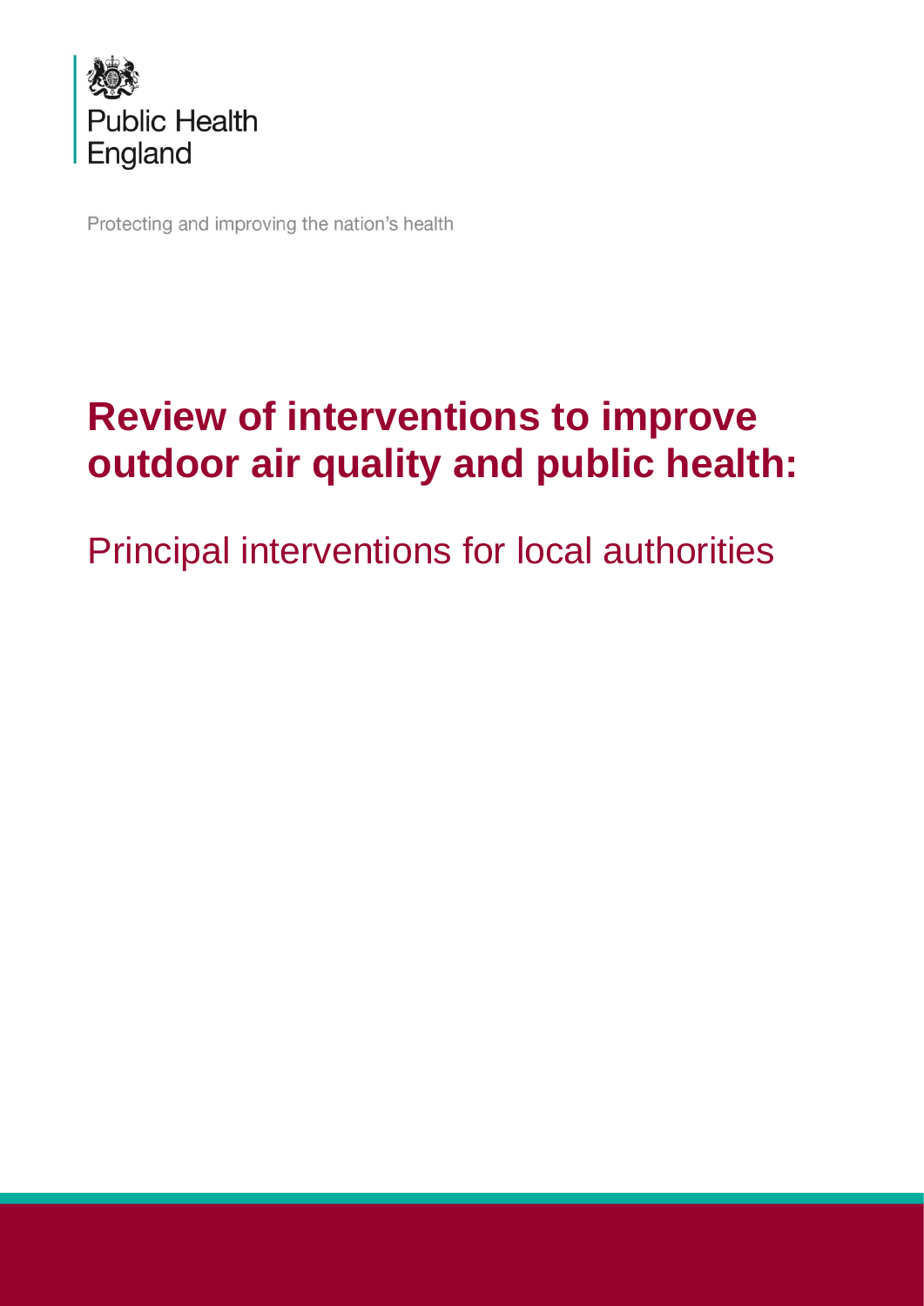Public Health England

Protecting and improving the nation's health

# Review of interventions to improve outdoor air quality and public health:

## Principal interventions for local authorities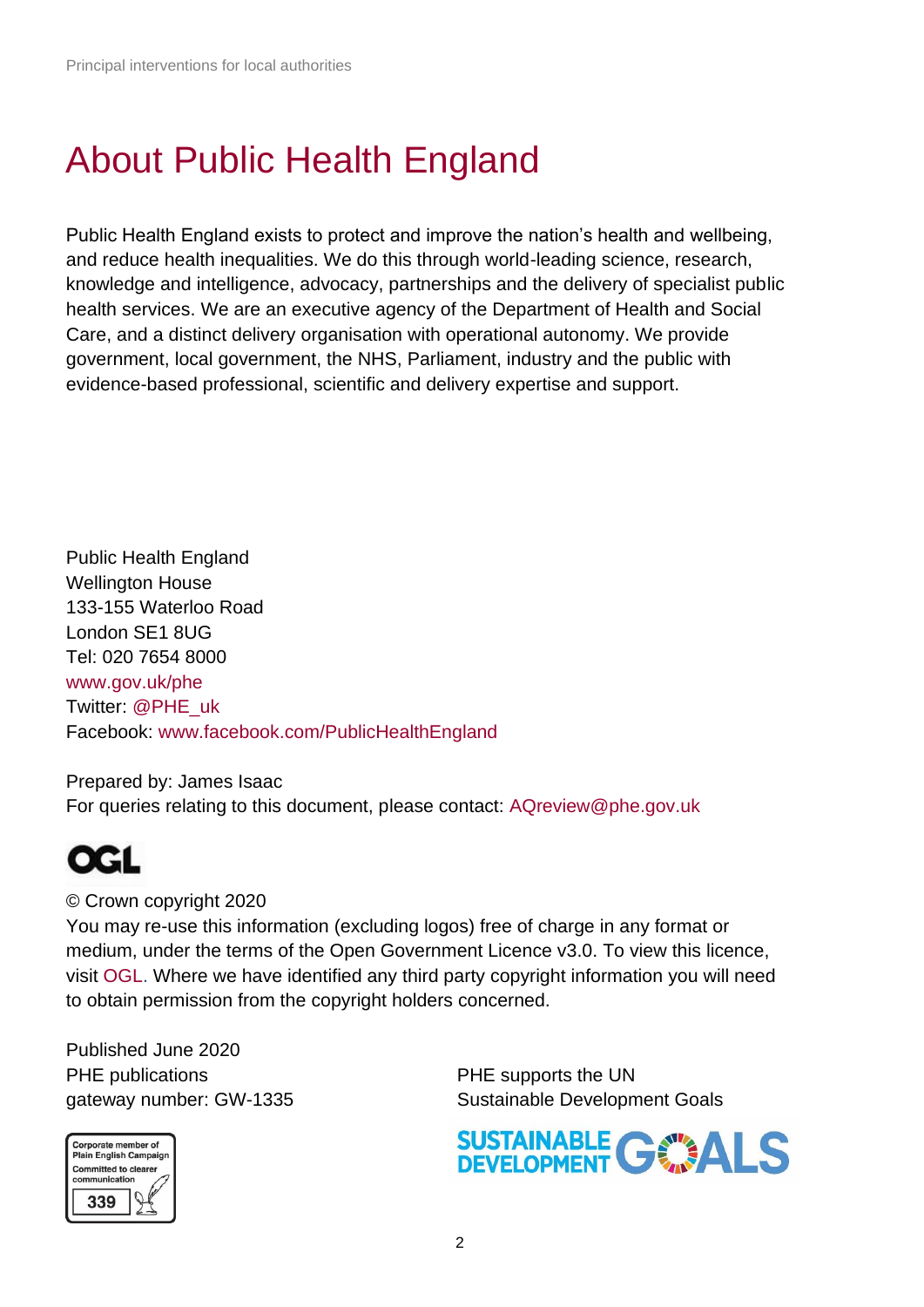# About Public Health England

Public Health England exists to protect and improve the nation's health and wellbeing, and reduce health inequalities. We do this through world-leading science, research, knowledge and intelligence, advocacy, partnerships and the delivery of specialist public health services. We are an executive agency of the Department of Health and Social Care, and a distinct delivery organisation with operational autonomy. We provide government, local government, the NHS, Parliament, industry and the public with evidence-based professional, scientific and delivery expertise and support.

Public Health England
Wellington House
133-155 Waterloo Road
London SE1 8UG
Tel: 020 7654 8000
www.gov.uk/phe
Twitter: @PHE_uk
Facebook: www.facebook.com/PublicHealthEngland

Prepared by: James Isaac
For queries relating to this document, please contact: AQreview@phe.gov.uk

© Crown copyright 2020
You may re-use this information (excluding logos) free of charge in any format or medium, under the terms of the Open Government Licence v3.0. To view this licence, visit OGL. Where we have identified any third party copyright information you will need to obtain permission from the copyright holders concerned.

Published June 2020
PHE publications
gateway number: GW-1335

PHE supports the UN
Sustainable Development Goals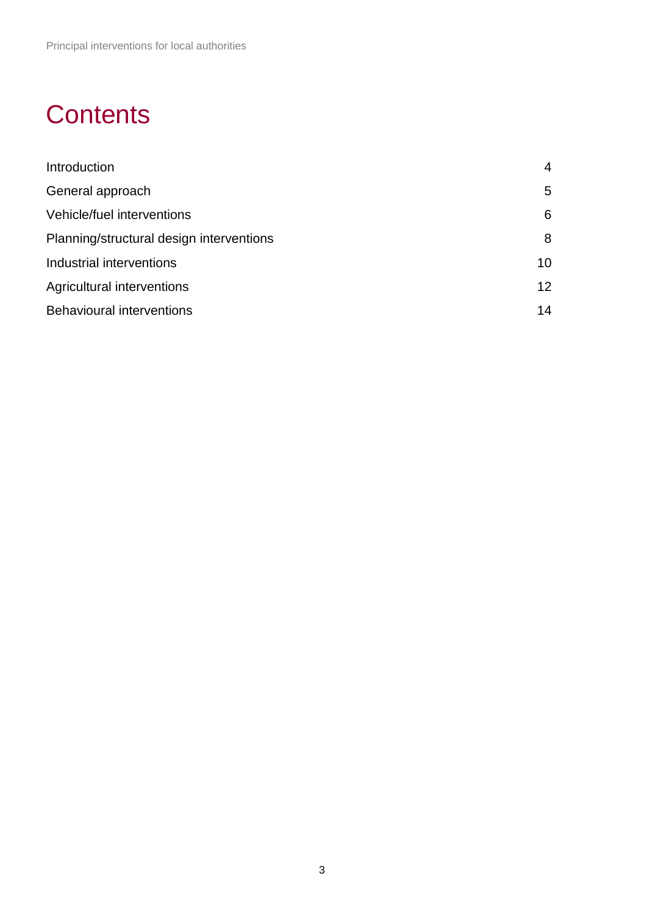# Contents

| | |
|---|---|
| Introduction | 4 |
| General approach | 5 |
| Vehicle/fuel interventions | 6 |
| Planning/structural design interventions | 8 |
| Industrial interventions | 10 |
| Agricultural interventions | 12 |
| Behavioural interventions | 14 |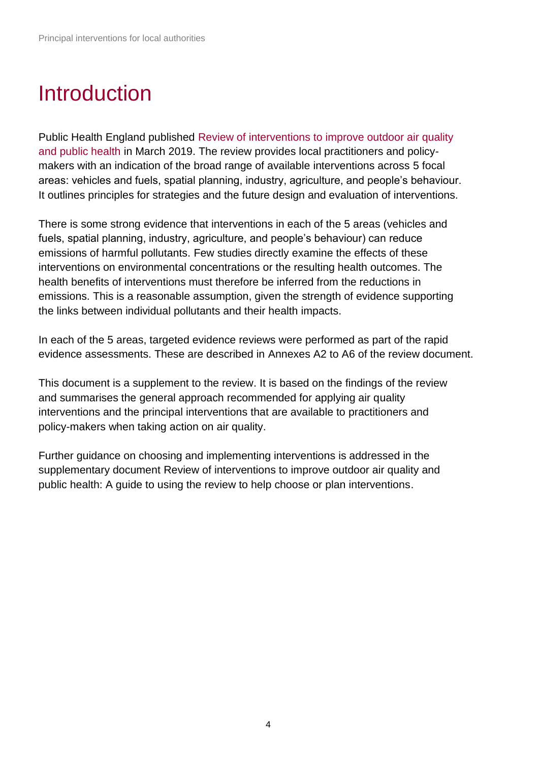# Introduction

Public Health England published Review of interventions to improve outdoor air quality and public health in March 2019. The review provides local practitioners and policy-makers with an indication of the broad range of available interventions across 5 focal areas: vehicles and fuels, spatial planning, industry, agriculture, and people's behaviour. It outlines principles for strategies and the future design and evaluation of interventions.

There is some strong evidence that interventions in each of the 5 areas (vehicles and fuels, spatial planning, industry, agriculture, and people's behaviour) can reduce emissions of harmful pollutants. Few studies directly examine the effects of these interventions on environmental concentrations or the resulting health outcomes. The health benefits of interventions must therefore be inferred from the reductions in emissions. This is a reasonable assumption, given the strength of evidence supporting the links between individual pollutants and their health impacts.

In each of the 5 areas, targeted evidence reviews were performed as part of the rapid evidence assessments. These are described in Annexes A2 to A6 of the review document.

This document is a supplement to the review. It is based on the findings of the review and summarises the general approach recommended for applying air quality interventions and the principal interventions that are available to practitioners and policy-makers when taking action on air quality.

Further guidance on choosing and implementing interventions is addressed in the supplementary document Review of interventions to improve outdoor air quality and public health: A guide to using the review to help choose or plan interventions.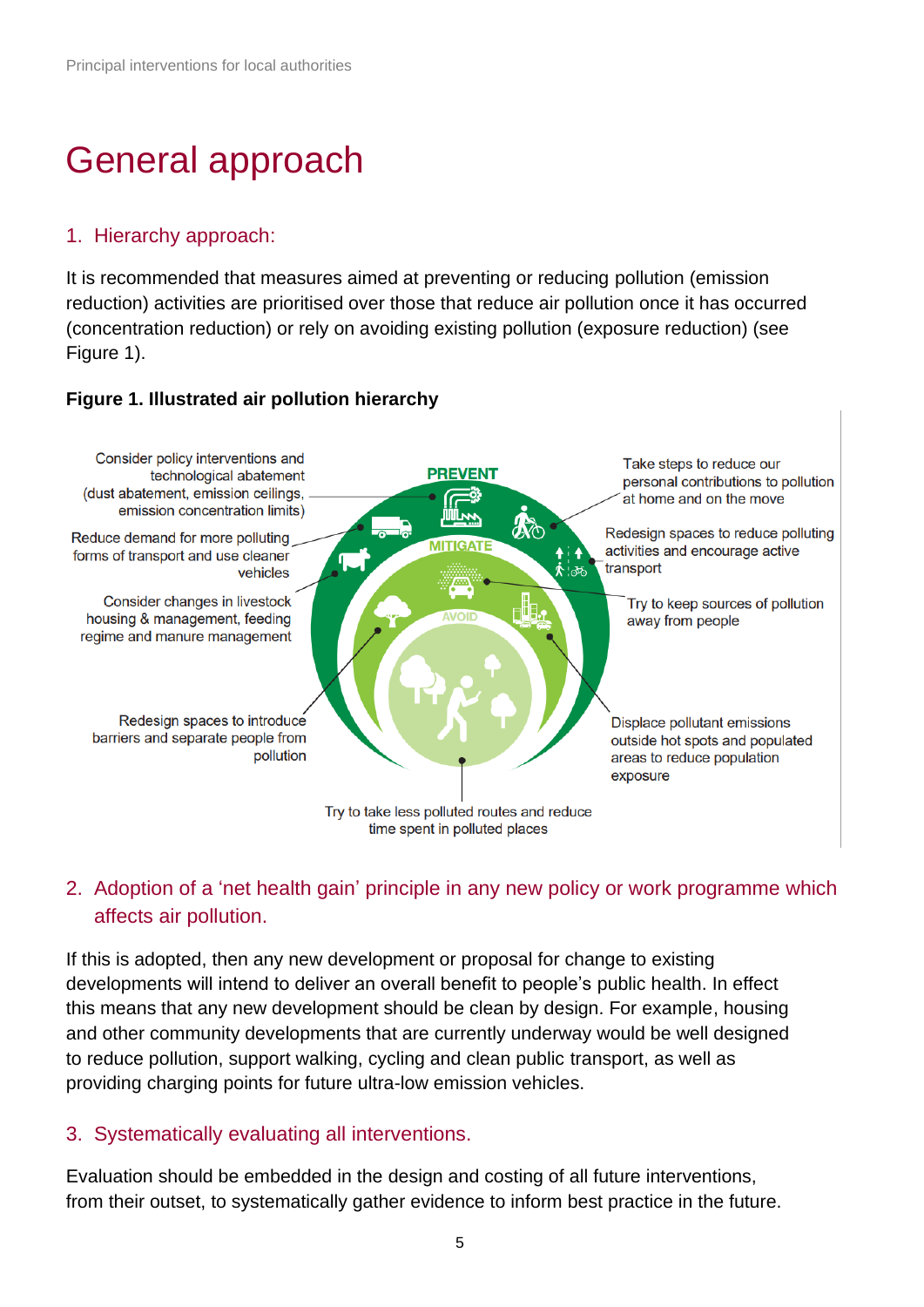# General approach

## 1. Hierarchy approach:

It is recommended that measures aimed at preventing or reducing pollution (emission reduction) activities are prioritised over those that reduce air pollution once it has occurred (concentration reduction) or rely on avoiding existing pollution (exposure reduction) (see Figure 1).

**Figure 1. Illustrated air pollution hierarchy**

PREVENT

- Consider policy interventions and technological abatement (dust abatement, emission ceilings, emission concentration limits)
- Reduce demand for more polluting forms of transport and use cleaner vehicles
- Consider changes in livestock housing & management, feeding regime and manure management
- Take steps to reduce our personal contributions to pollution at home and on the move

MITIGATE

- Redesign spaces to reduce polluting activities and encourage active transport
- Try to keep sources of pollution away from people
- Displace pollutant emissions outside hot spots and populated areas to reduce population exposure

AVOID

- Redesign spaces to introduce barriers and separate people from pollution
- Try to take less polluted routes and reduce time spent in polluted places

## 2. Adoption of a 'net health gain' principle in any new policy or work programme which affects air pollution.

If this is adopted, then any new development or proposal for change to existing developments will intend to deliver an overall benefit to people's public health. In effect this means that any new development should be clean by design. For example, housing and other community developments that are currently underway would be well designed to reduce pollution, support walking, cycling and clean public transport, as well as providing charging points for future ultra-low emission vehicles.

## 3. Systematically evaluating all interventions.

Evaluation should be embedded in the design and costing of all future interventions, from their outset, to systematically gather evidence to inform best practice in the future.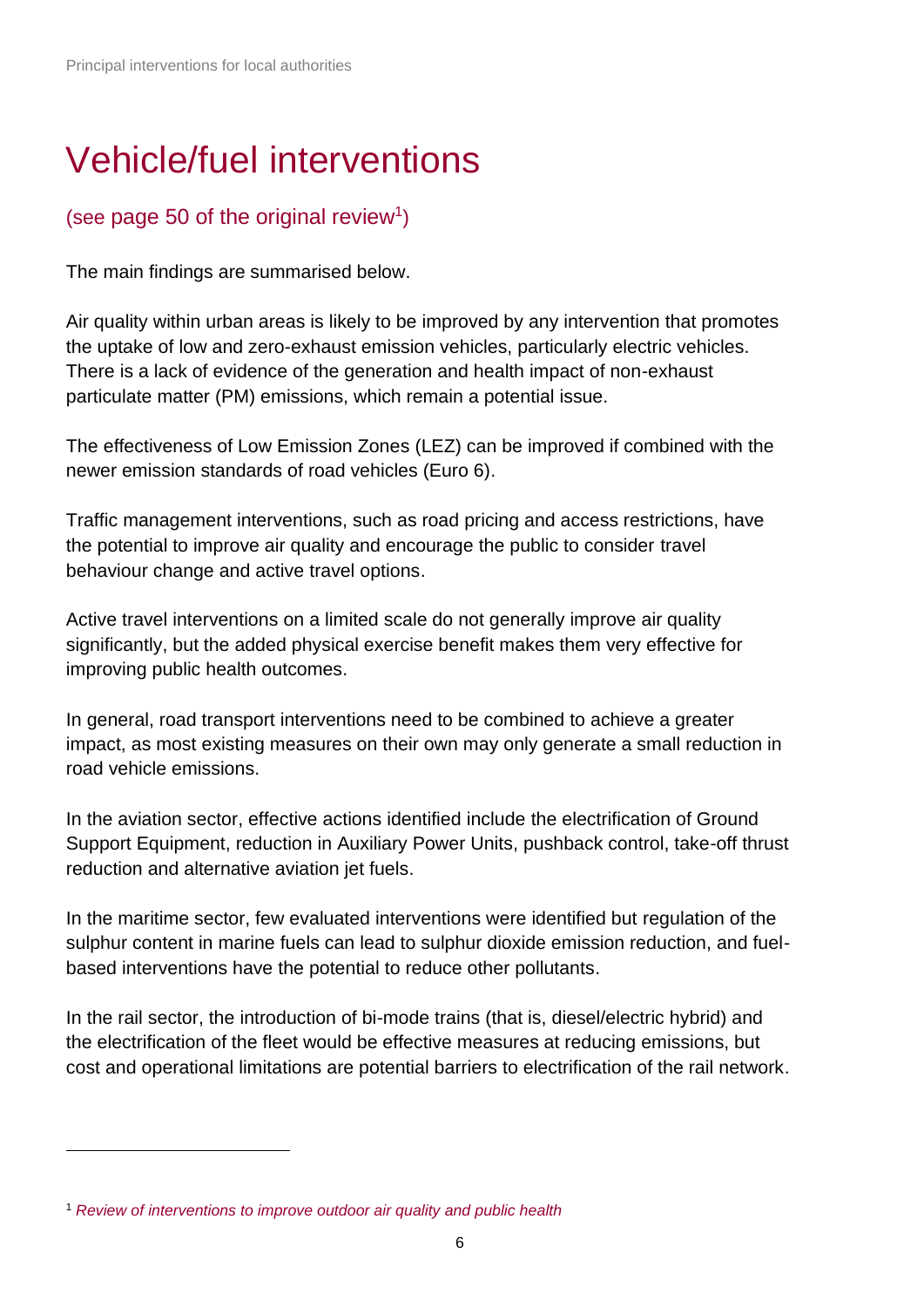# Vehicle/fuel interventions

## (see page 50 of the original review[1])

The main findings are summarised below.

Air quality within urban areas is likely to be improved by any intervention that promotes the uptake of low and zero-exhaust emission vehicles, particularly electric vehicles. There is a lack of evidence of the generation and health impact of non-exhaust particulate matter (PM) emissions, which remain a potential issue.

The effectiveness of Low Emission Zones (LEZ) can be improved if combined with the newer emission standards of road vehicles (Euro 6).

Traffic management interventions, such as road pricing and access restrictions, have the potential to improve air quality and encourage the public to consider travel behaviour change and active travel options.

Active travel interventions on a limited scale do not generally improve air quality significantly, but the added physical exercise benefit makes them very effective for improving public health outcomes.

In general, road transport interventions need to be combined to achieve a greater impact, as most existing measures on their own may only generate a small reduction in road vehicle emissions.

In the aviation sector, effective actions identified include the electrification of Ground Support Equipment, reduction in Auxiliary Power Units, pushback control, take-off thrust reduction and alternative aviation jet fuels.

In the maritime sector, few evaluated interventions were identified but regulation of the sulphur content in marine fuels can lead to sulphur dioxide emission reduction, and fuel-based interventions have the potential to reduce other pollutants.

In the rail sector, the introduction of bi-mode trains (that is, diesel/electric hybrid) and the electrification of the fleet would be effective measures at reducing emissions, but cost and operational limitations are potential barriers to electrification of the rail network.

---

[1] *Review of interventions to improve outdoor air quality and public health*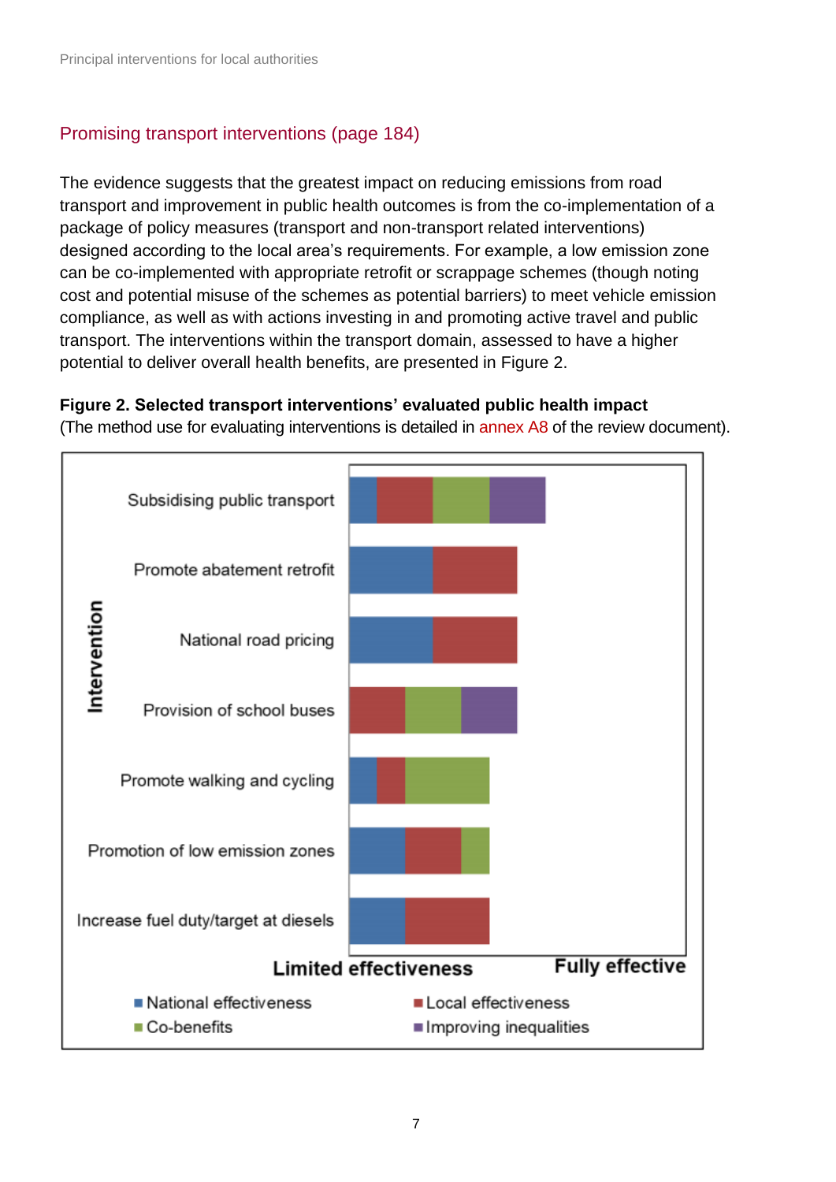## Promising transport interventions (page 184)

The evidence suggests that the greatest impact on reducing emissions from road transport and improvement in public health outcomes is from the co-implementation of a package of policy measures (transport and non-transport related interventions) designed according to the local area's requirements. For example, a low emission zone can be co-implemented with appropriate retrofit or scrappage schemes (though noting cost and potential misuse of the schemes as potential barriers) to meet vehicle emission compliance, as well as with actions investing in and promoting active travel and public transport. The interventions within the transport domain, assessed to have a higher potential to deliver overall health benefits, are presented in Figure 2.

**Figure 2. Selected transport interventions' evaluated public health impact**
(The method use for evaluating interventions is detailed in annex A8 of the review document).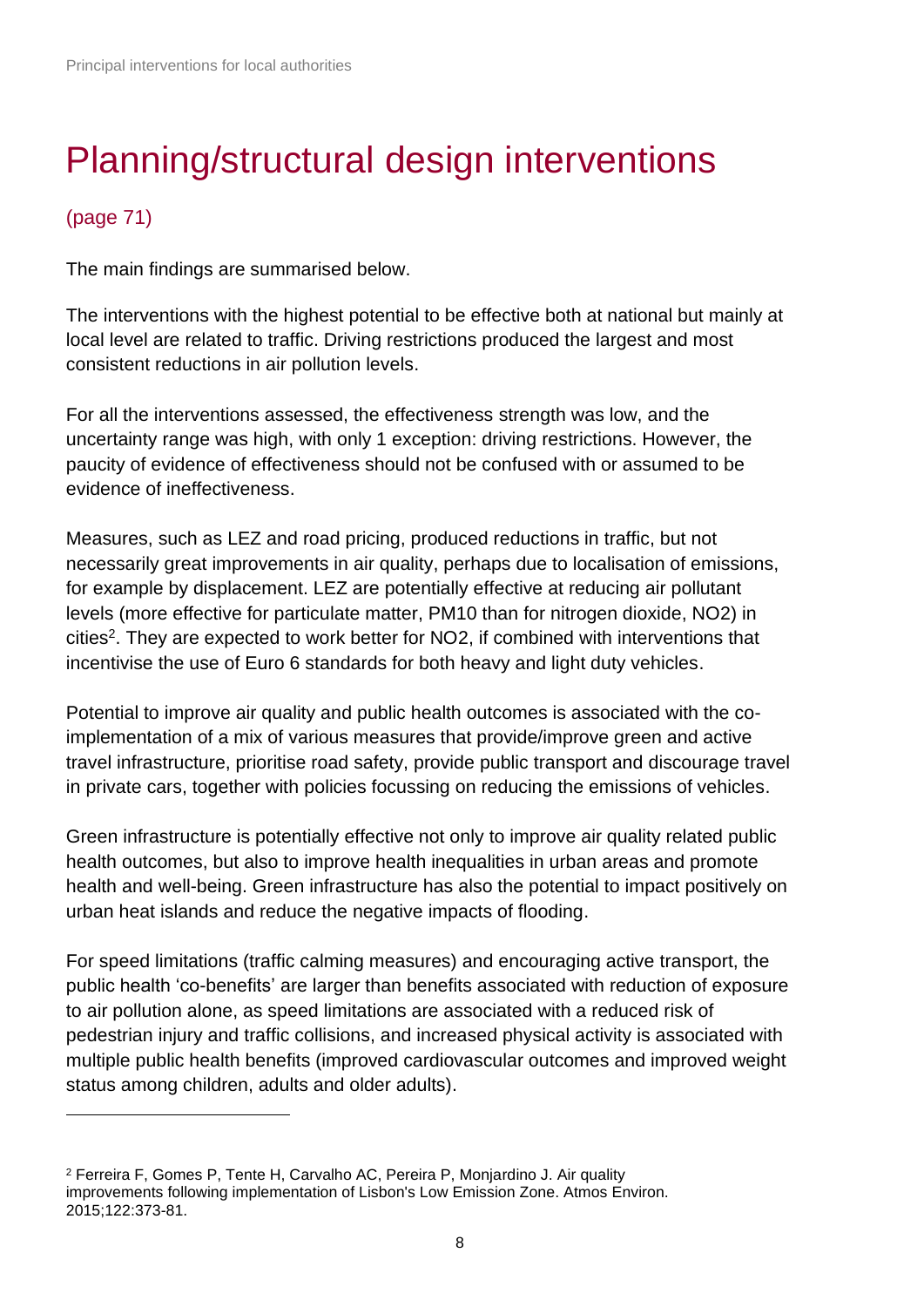# Planning/structural design interventions

(page 71)

The main findings are summarised below.

The interventions with the highest potential to be effective both at national but mainly at local level are related to traffic. Driving restrictions produced the largest and most consistent reductions in air pollution levels.

For all the interventions assessed, the effectiveness strength was low, and the uncertainty range was high, with only 1 exception: driving restrictions. However, the paucity of evidence of effectiveness should not be confused with or assumed to be evidence of ineffectiveness.

Measures, such as LEZ and road pricing, produced reductions in traffic, but not necessarily great improvements in air quality, perhaps due to localisation of emissions, for example by displacement. LEZ are potentially effective at reducing air pollutant levels (more effective for particulate matter, PM10 than for nitrogen dioxide, NO2) in cities[2]. They are expected to work better for NO2, if combined with interventions that incentivise the use of Euro 6 standards for both heavy and light duty vehicles.

Potential to improve air quality and public health outcomes is associated with the co-implementation of a mix of various measures that provide/improve green and active travel infrastructure, prioritise road safety, provide public transport and discourage travel in private cars, together with policies focussing on reducing the emissions of vehicles.

Green infrastructure is potentially effective not only to improve air quality related public health outcomes, but also to improve health inequalities in urban areas and promote health and well-being. Green infrastructure has also the potential to impact positively on urban heat islands and reduce the negative impacts of flooding.

For speed limitations (traffic calming measures) and encouraging active transport, the public health 'co-benefits' are larger than benefits associated with reduction of exposure to air pollution alone, as speed limitations are associated with a reduced risk of pedestrian injury and traffic collisions, and increased physical activity is associated with multiple public health benefits (improved cardiovascular outcomes and improved weight status among children, adults and older adults).

---

[2] Ferreira F, Gomes P, Tente H, Carvalho AC, Pereira P, Monjardino J. Air quality improvements following implementation of Lisbon's Low Emission Zone. Atmos Environ. 2015;122:373-81.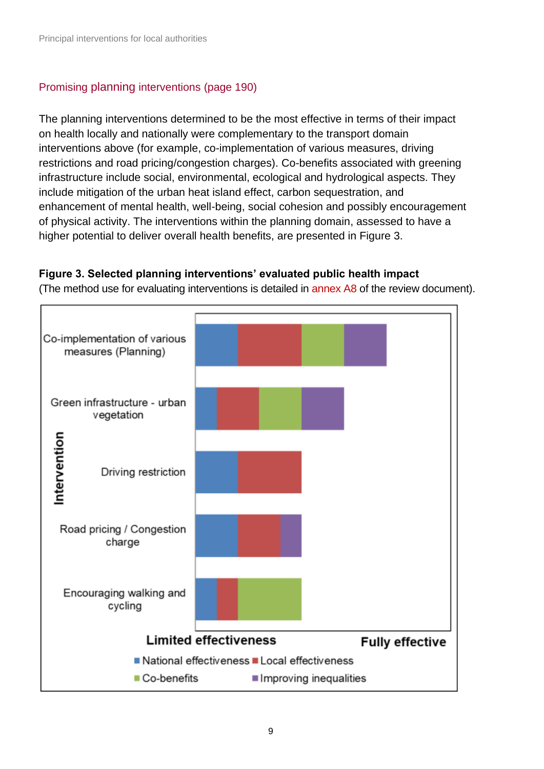## Promising planning interventions (page 190)

The planning interventions determined to be the most effective in terms of their impact on health locally and nationally were complementary to the transport domain interventions above (for example, co-implementation of various measures, driving restrictions and road pricing/congestion charges). Co-benefits associated with greening infrastructure include social, environmental, ecological and hydrological aspects. They include mitigation of the urban heat island effect, carbon sequestration, and enhancement of mental health, well-being, social cohesion and possibly encouragement of physical activity. The interventions within the planning domain, assessed to have a higher potential to deliver overall health benefits, are presented in Figure 3.

**Figure 3. Selected planning interventions' evaluated public health impact**
(The method use for evaluating interventions is detailed in annex A8 of the review document).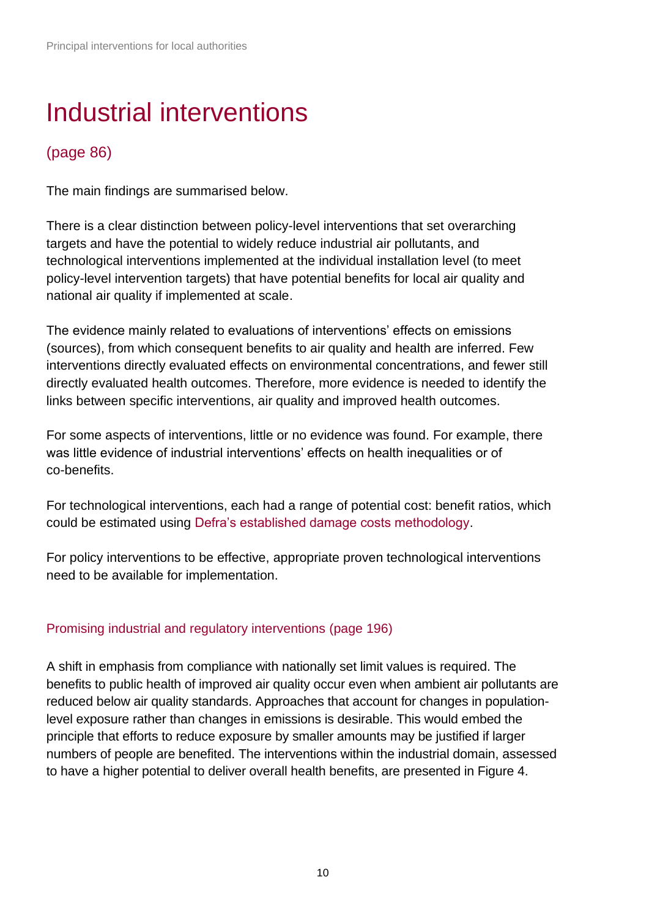# Industrial interventions

## (page 86)

The main findings are summarised below.

There is a clear distinction between policy-level interventions that set overarching targets and have the potential to widely reduce industrial air pollutants, and technological interventions implemented at the individual installation level (to meet policy-level intervention targets) that have potential benefits for local air quality and national air quality if implemented at scale.

The evidence mainly related to evaluations of interventions' effects on emissions (sources), from which consequent benefits to air quality and health are inferred. Few interventions directly evaluated effects on environmental concentrations, and fewer still directly evaluated health outcomes. Therefore, more evidence is needed to identify the links between specific interventions, air quality and improved health outcomes.

For some aspects of interventions, little or no evidence was found. For example, there was little evidence of industrial interventions' effects on health inequalities or of co-benefits.

For technological interventions, each had a range of potential cost: benefit ratios, which could be estimated using Defra's established damage costs methodology.

For policy interventions to be effective, appropriate proven technological interventions need to be available for implementation.

### Promising industrial and regulatory interventions (page 196)

A shift in emphasis from compliance with nationally set limit values is required. The benefits to public health of improved air quality occur even when ambient air pollutants are reduced below air quality standards. Approaches that account for changes in population-level exposure rather than changes in emissions is desirable. This would embed the principle that efforts to reduce exposure by smaller amounts may be justified if larger numbers of people are benefited. The interventions within the industrial domain, assessed to have a higher potential to deliver overall health benefits, are presented in Figure 4.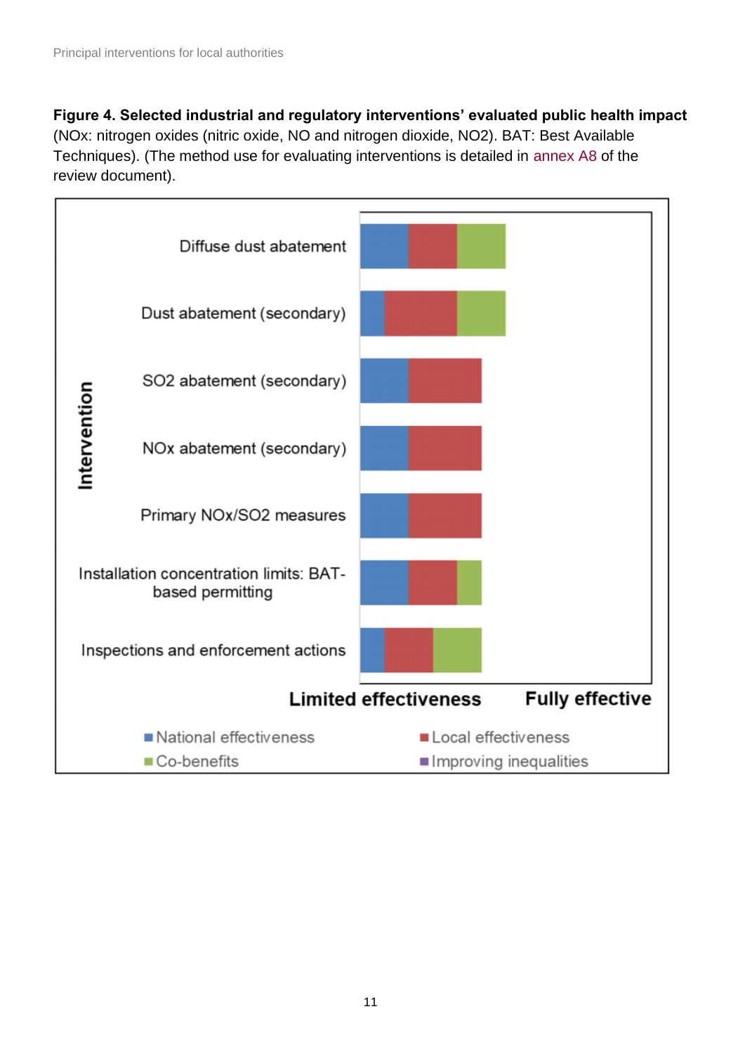**Figure 4. Selected industrial and regulatory interventions' evaluated public health impact** (NOx: nitrogen oxides (nitric oxide, NO and nitrogen dioxide, $NO_2$). BAT: Best Available Techniques). (The method use for evaluating interventions is detailed in annex A8 of the review document).

Intervention:

- Diffuse dust abatement
- Dust abatement (secondary)
- SO2 abatement (secondary)
- NOx abatement (secondary)
- Primary NOx/SO2 measures
- Installation concentration limits: BAT-based permitting
- Inspections and enforcement actions

Limited effectiveness — Fully effective

- National effectiveness
- Local effectiveness
- Co-benefits
- Improving inequalities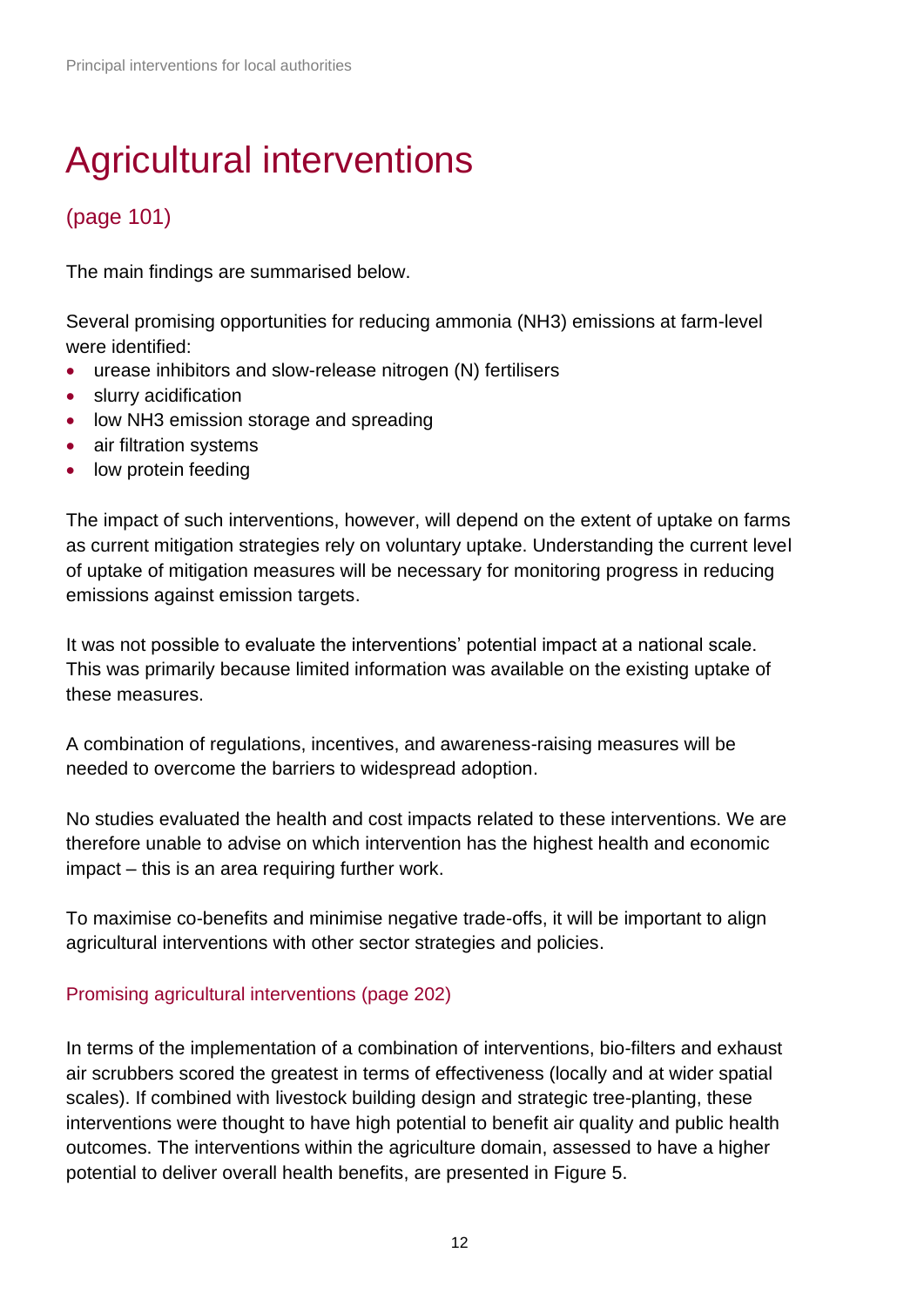# Agricultural interventions

## (page 101)

The main findings are summarised below.

Several promising opportunities for reducing ammonia ($NH_3$) emissions at farm-level were identified:

- urease inhibitors and slow-release nitrogen (N) fertilisers
- slurry acidification
- low $NH_3$ emission storage and spreading
- air filtration systems
- low protein feeding

The impact of such interventions, however, will depend on the extent of uptake on farms as current mitigation strategies rely on voluntary uptake. Understanding the current level of uptake of mitigation measures will be necessary for monitoring progress in reducing emissions against emission targets.

It was not possible to evaluate the interventions' potential impact at a national scale. This was primarily because limited information was available on the existing uptake of these measures.

A combination of regulations, incentives, and awareness-raising measures will be needed to overcome the barriers to widespread adoption.

No studies evaluated the health and cost impacts related to these interventions. We are therefore unable to advise on which intervention has the highest health and economic impact – this is an area requiring further work.

To maximise co-benefits and minimise negative trade-offs, it will be important to align agricultural interventions with other sector strategies and policies.

### Promising agricultural interventions (page 202)

In terms of the implementation of a combination of interventions, bio-filters and exhaust air scrubbers scored the greatest in terms of effectiveness (locally and at wider spatial scales). If combined with livestock building design and strategic tree-planting, these interventions were thought to have high potential to benefit air quality and public health outcomes. The interventions within the agriculture domain, assessed to have a higher potential to deliver overall health benefits, are presented in Figure 5.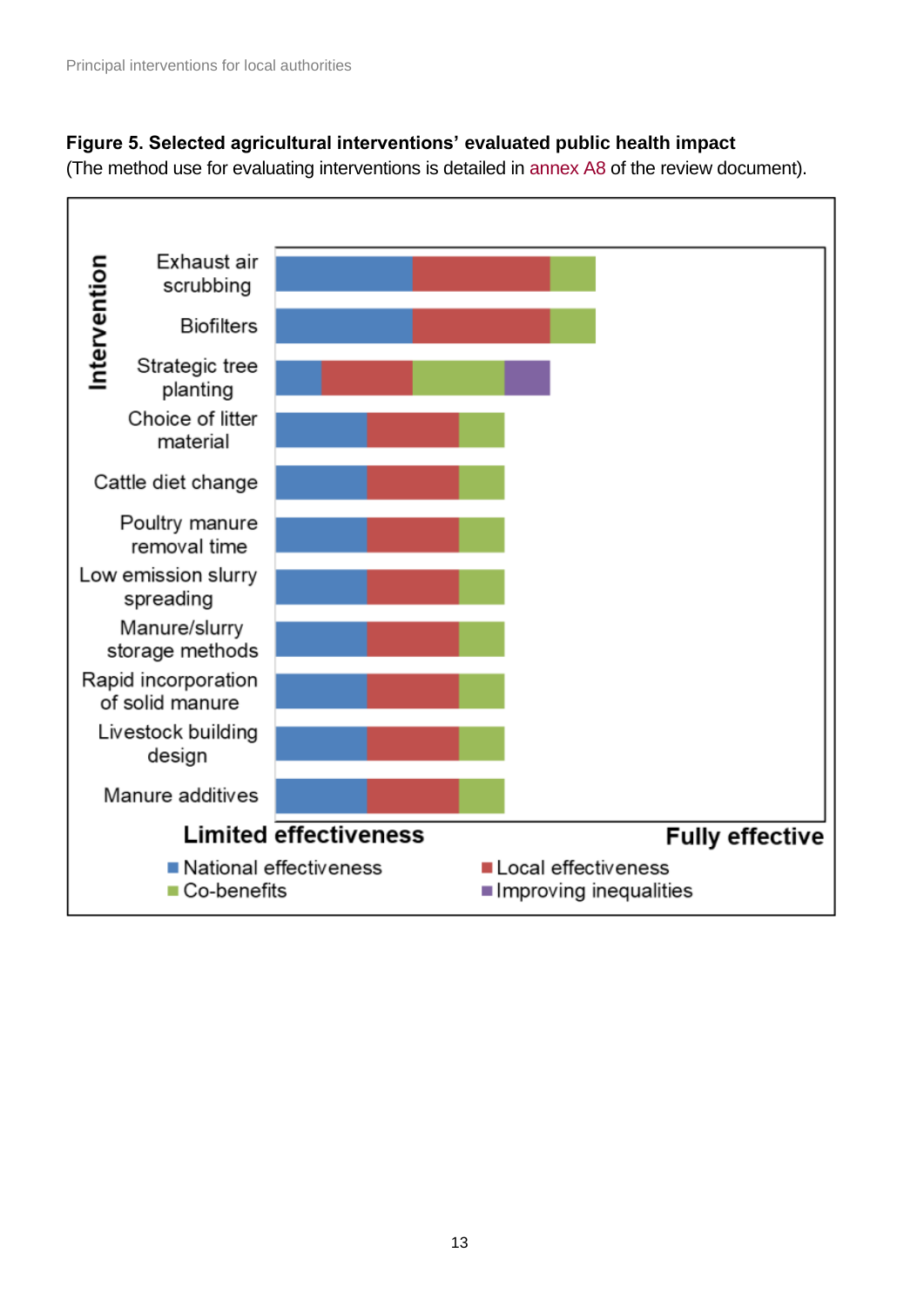**Figure 5. Selected agricultural interventions' evaluated public health impact**
(The method use for evaluating interventions is detailed in annex A8 of the review document).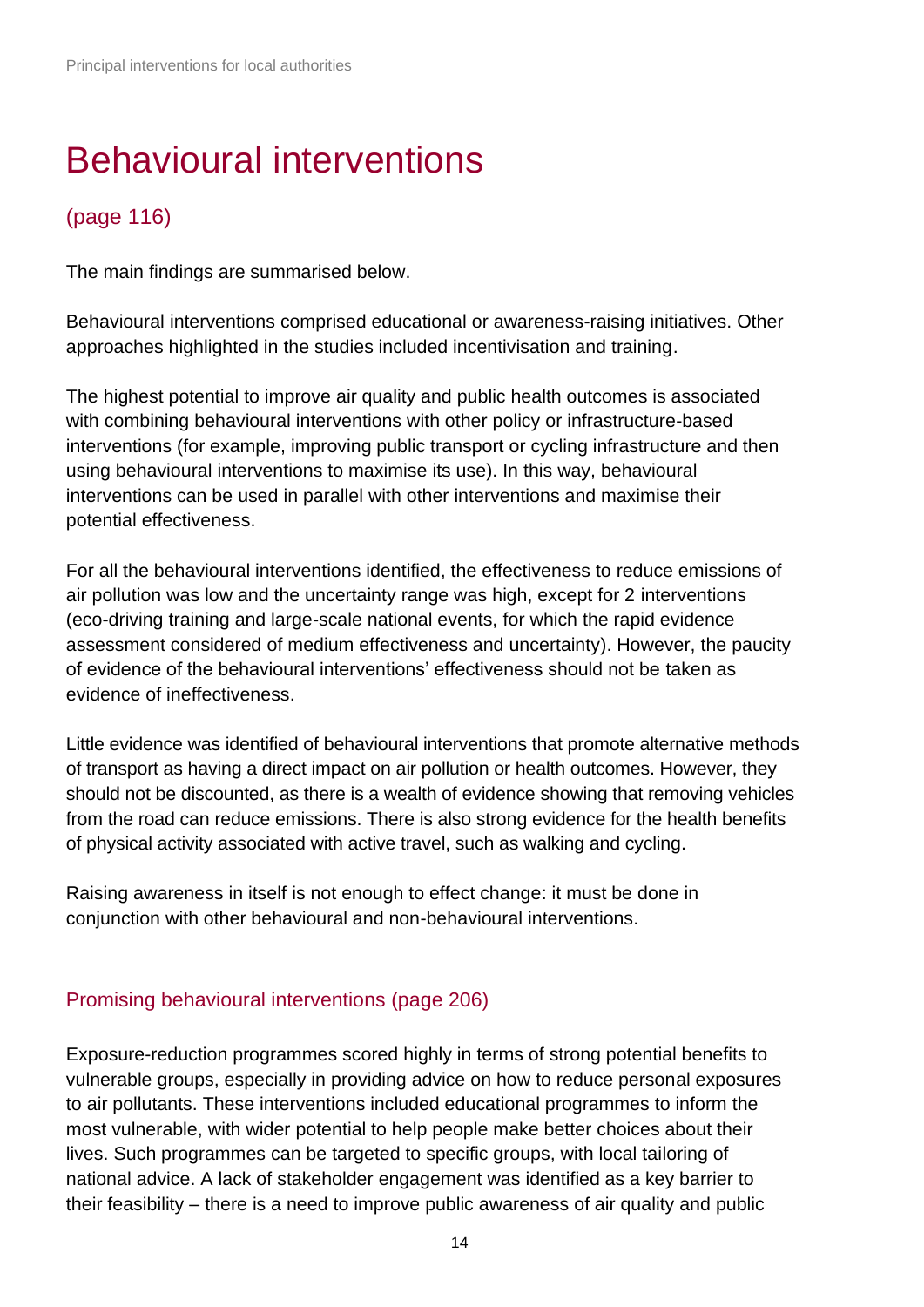# Behavioural interventions

## (page 116)

The main findings are summarised below.

Behavioural interventions comprised educational or awareness-raising initiatives. Other approaches highlighted in the studies included incentivisation and training.

The highest potential to improve air quality and public health outcomes is associated with combining behavioural interventions with other policy or infrastructure-based interventions (for example, improving public transport or cycling infrastructure and then using behavioural interventions to maximise its use). In this way, behavioural interventions can be used in parallel with other interventions and maximise their potential effectiveness.

For all the behavioural interventions identified, the effectiveness to reduce emissions of air pollution was low and the uncertainty range was high, except for 2 interventions (eco-driving training and large-scale national events, for which the rapid evidence assessment considered of medium effectiveness and uncertainty). However, the paucity of evidence of the behavioural interventions' effectiveness should not be taken as evidence of ineffectiveness.

Little evidence was identified of behavioural interventions that promote alternative methods of transport as having a direct impact on air pollution or health outcomes. However, they should not be discounted, as there is a wealth of evidence showing that removing vehicles from the road can reduce emissions. There is also strong evidence for the health benefits of physical activity associated with active travel, such as walking and cycling.

Raising awareness in itself is not enough to effect change: it must be done in conjunction with other behavioural and non-behavioural interventions.

### Promising behavioural interventions (page 206)

Exposure-reduction programmes scored highly in terms of strong potential benefits to vulnerable groups, especially in providing advice on how to reduce personal exposures to air pollutants. These interventions included educational programmes to inform the most vulnerable, with wider potential to help people make better choices about their lives. Such programmes can be targeted to specific groups, with local tailoring of national advice. A lack of stakeholder engagement was identified as a key barrier to their feasibility – there is a need to improve public awareness of air quality and public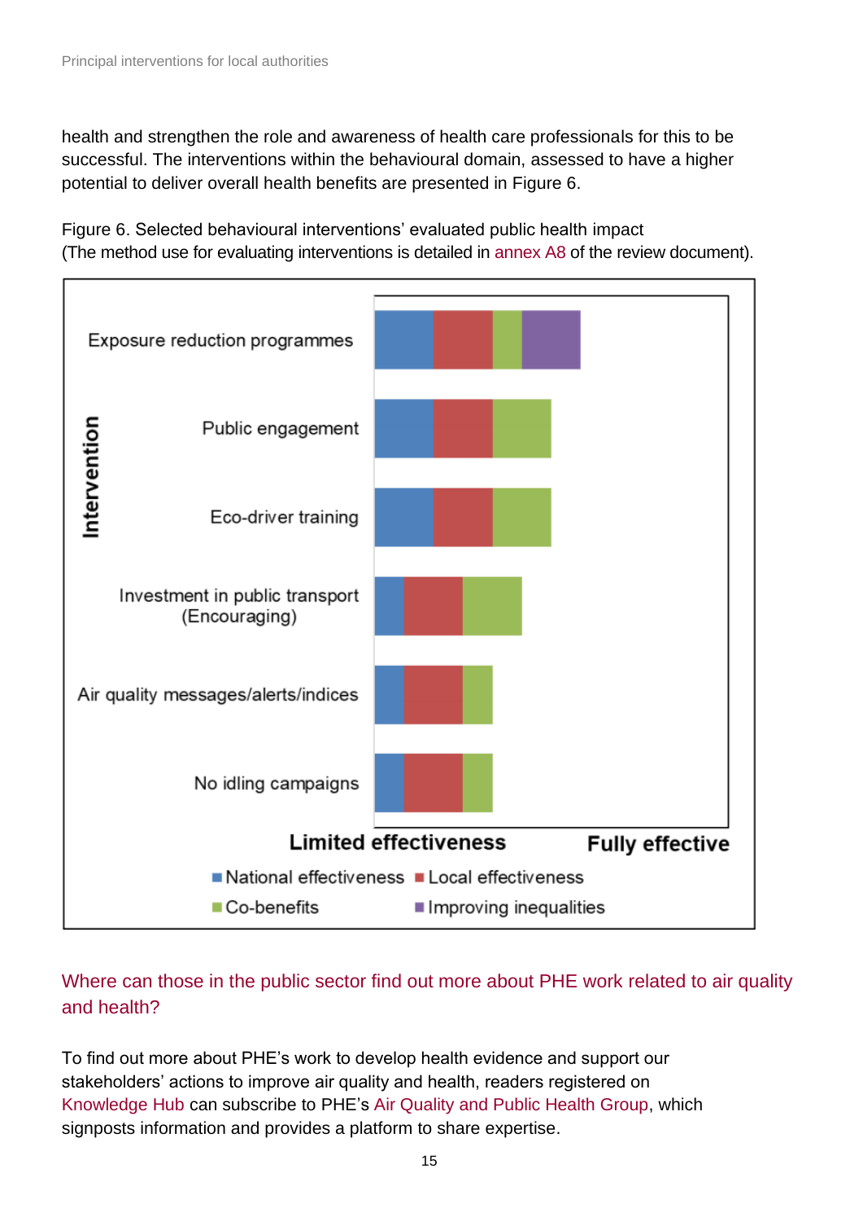health and strengthen the role and awareness of health care professionals for this to be successful. The interventions within the behavioural domain, assessed to have a higher potential to deliver overall health benefits are presented in Figure 6.

Figure 6. Selected behavioural interventions' evaluated public health impact
(The method use for evaluating interventions is detailed in annex A8 of the review document).

Intervention

Exposure reduction programmes

Public engagement

Eco-driver training

Investment in public transport (Encouraging)

Air quality messages/alerts/indices

No idling campaigns

Limited effectiveness

Fully effective

National effectiveness
Local effectiveness
Co-benefits
Improving inequalities

## Where can those in the public sector find out more about PHE work related to air quality and health?

To find out more about PHE's work to develop health evidence and support our stakeholders' actions to improve air quality and health, readers registered on Knowledge Hub can subscribe to PHE's Air Quality and Public Health Group, which signposts information and provides a platform to share expertise.